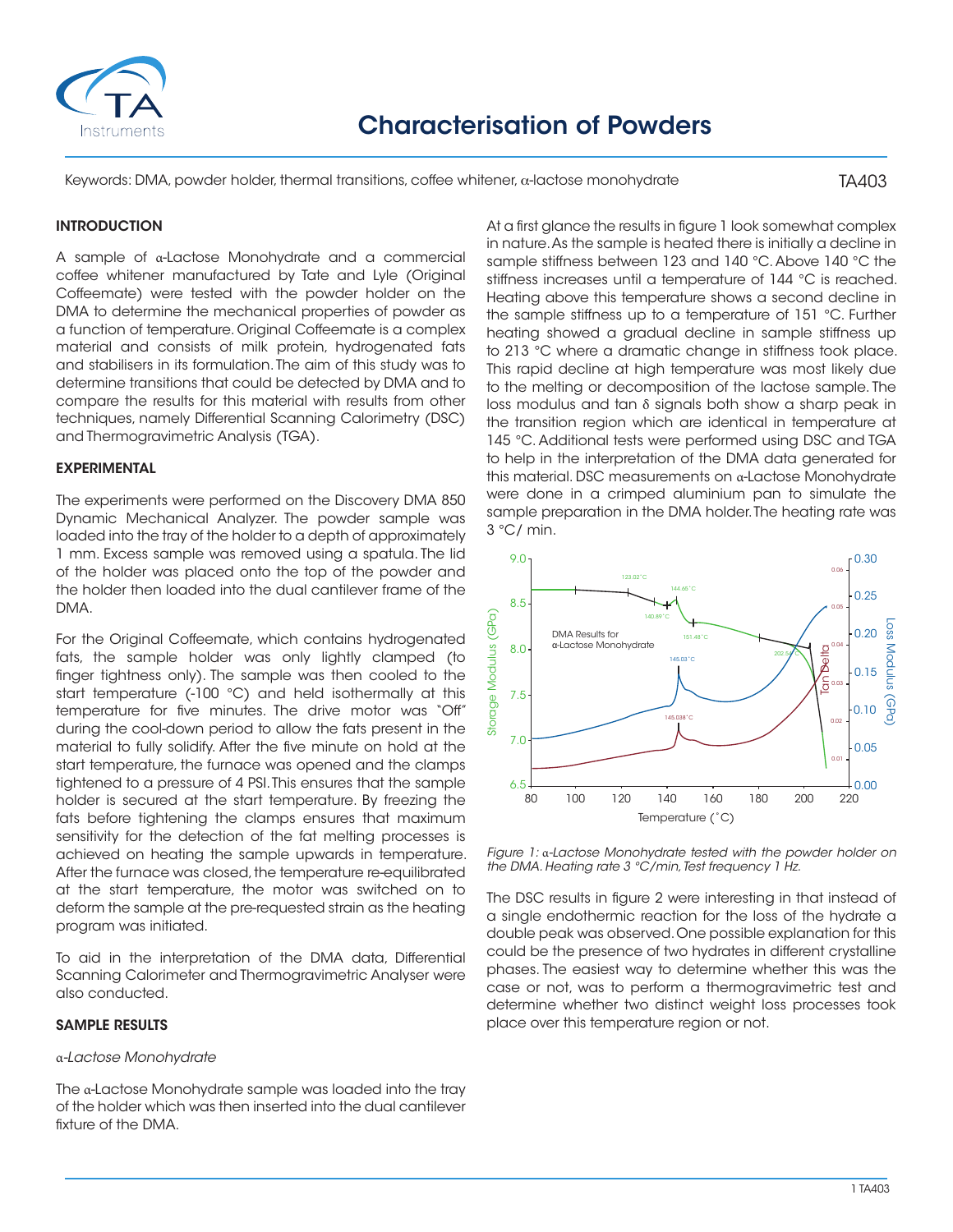# Characterisation of Powders

Keywords: DMA, powder holder, thermal transitions, coffee whitener, α-lactose monohydrate

TA403

## INTRODUCTION

A sample of α-Lactose Monohydrate and a commercial coffee whitener manufactured by Tate and Lyle (Original Coffeemate) were tested with the powder holder on the DMA to determine the mechanical properties of powder as a function of temperature. Original Coffeemate is a complex material and consists of milk protein, hydrogenated fats and stabilisers in its formulation. The aim of this study was to determine transitions that could be detected by DMA and to compare the results for this material with results from other techniques, namely Differential Scanning Calorimetry (DSC) and Thermogravimetric Analysis (TGA).

## EXPERIMENTAL

The experiments were performed on the Discovery DMA 850 Dynamic Mechanical Analyzer. The powder sample was loaded into the tray of the holder to a depth of approximately 1 mm. Excess sample was removed using a spatula. The lid of the holder was placed onto the top of the powder and the holder then loaded into the dual cantilever frame of the DMA.

For the Original Coffeemate, which contains hydrogenated fats, the sample holder was only lightly clamped (to finger tightness only). The sample was then cooled to the start temperature (-100 °C) and held isothermally at this temperature for five minutes. The drive motor was "Off" during the cool-down period to allow the fats present in the material to fully solidify. After the five minute on hold at the start temperature, the furnace was opened and the clamps tightened to a pressure of 4 PSI. This ensures that the sample holder is secured at the start temperature. By freezing the fats before tightening the clamps ensures that maximum sensitivity for the detection of the fat melting processes is achieved on heating the sample upwards in temperature. After the furnace was closed, the temperature re-equilibrated at the start temperature, the motor was switched on to deform the sample at the pre-requested strain as the heating program was initiated.

To aid in the interpretation of the DMA data, Differential Scanning Calorimeter and Thermogravimetric Analyser were also conducted.

## SAMPLE RESULTS

*α-Lactose Monohydrate*

The α-Lactose Monohydrate sample was loaded into the tray of the holder which was then inserted into the dual cantilever fixture of the DMA.

At a first glance the results in figure 1 look somewhat complex in nature. As the sample is heated there is initially a decline in sample stiffness between 123 and 140 °C. Above 140 °C the stiffness increases until a temperature of 144 °C is reached. Heating above this temperature shows a second decline in the sample stiffness up to a temperature of 151 °C. Further heating showed a gradual decline in sample stiffness up to 213 °C where a dramatic change in stiffness took place. This rapid decline at high temperature was most likely due to the melting or decomposition of the lactose sample. The loss modulus and tan δ signals both show a sharp peak in the transition region which are identical in temperature at 145 °C. Additional tests were performed using DSC and TGA to help in the interpretation of the DMA data generated for this material. DSC measurements on α-Lactose Monohydrate were done in a crimped aluminium pan to simulate the sample preparation in the DMA holder. The heating rate was 3 °C/ min.

*Figure 1: α-Lactose Monohydrate tested with the powder holder on the DMA. Heating rate 3 °C/min, Test frequency 1 Hz.*

The DSC results in figure 2 were interesting in that instead of a single endothermic reaction for the loss of the hydrate a double peak was observed. One possible explanation for this could be the presence of two hydrates in different crystalline phases. The easiest way to determine whether this was the case or not, was to perform a thermogravimetric test and determine whether two distinct weight loss processes took place over this temperature region or not.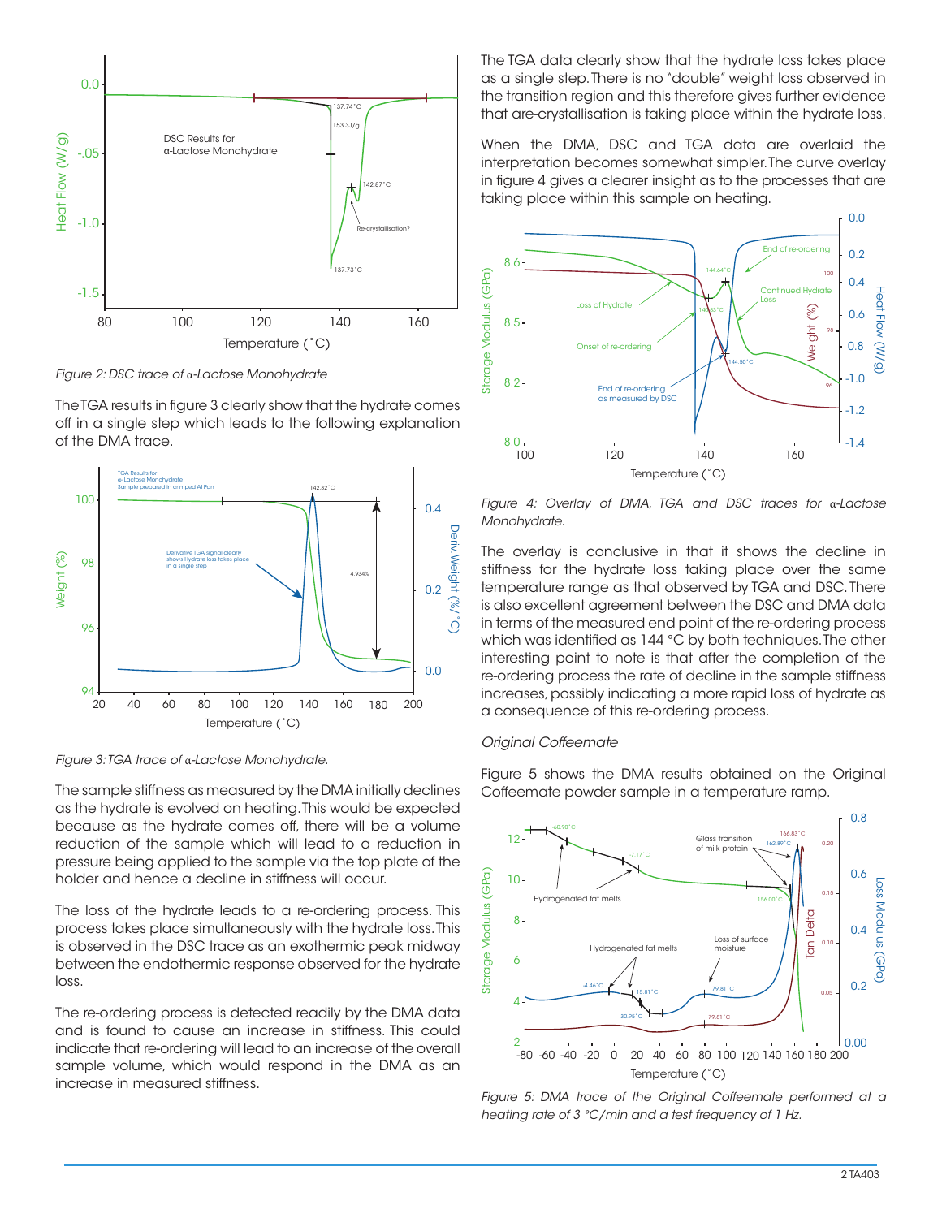*Figure 2: DSC trace of α-Lactose Monohydrate*

The TGA results in figure 3 clearly show that the hydrate comes off in a single step which leads to the following explanation of the DMA trace.

*Figure 3: TGA trace of α-Lactose Monohydrate.*

The sample stiffness as measured by the DMA initially declines as the hydrate is evolved on heating. This would be expected because as the hydrate comes off, there will be a volume reduction of the sample which will lead to a reduction in pressure being applied to the sample via the top plate of the holder and hence a decline in stiffness will occur.

The loss of the hydrate leads to a re-ordering process. This process takes place simultaneously with the hydrate loss. This is observed in the DSC trace as an exothermic peak midway between the endothermic response observed for the hydrate loss.

The re-ordering process is detected readily by the DMA data and is found to cause an increase in stiffness. This could indicate that re-ordering will lead to an increase of the overall sample volume, which would respond in the DMA as an increase in measured stiffness.

The TGA data clearly show that the hydrate loss takes place as a single step. There is no "double" weight loss observed in the transition region and this therefore gives further evidence that are-crystallisation is taking place within the hydrate loss.

When the DMA, DSC and TGA data are overlaid the interpretation becomes somewhat simpler. The curve overlay in figure 4 gives a clearer insight as to the processes that are taking place within this sample on heating.

*Figure 4: Overlay of DMA, TGA and DSC traces for α-Lactose Monohydrate.*

The overlay is conclusive in that it shows the decline in stiffness for the hydrate loss taking place over the same temperature range as that observed by TGA and DSC. There is also excellent agreement between the DSC and DMA data in terms of the measured end point of the re-ordering process which was identified as 144 °C by both techniques. The other interesting point to note is that after the completion of the re-ordering process the rate of decline in the sample stiffness increases, possibly indicating a more rapid loss of hydrate as a consequence of this re-ordering process.

### *Original Coffeemate*

Figure 5 shows the DMA results obtained on the Original Coffeemate powder sample in a temperature ramp.

*Figure 5: DMA trace of the Original Coffeemate performed at a heating rate of 3 °C/min and a test frequency of 1 Hz.*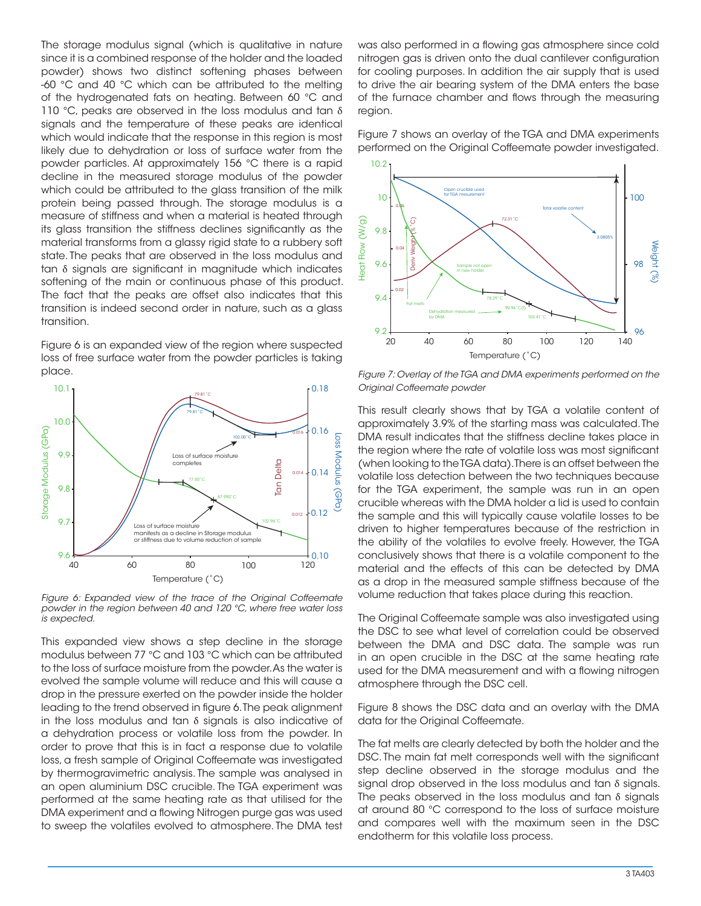The storage modulus signal (which is qualitative in nature since it is a combined response of the holder and the loaded powder) shows two distinct softening phases between -60 °C and 40 °C which can be attributed to the melting of the hydrogenated fats on heating. Between 60 °C and 110 °C, peaks are observed in the loss modulus and tan δ signals and the temperature of these peaks are identical which would indicate that the response in this region is most likely due to dehydration or loss of surface water from the powder particles. At approximately 156 °C there is a rapid decline in the measured storage modulus of the powder which could be attributed to the glass transition of the milk protein being passed through. The storage modulus is a measure of stiffness and when a material is heated through its glass transition the stiffness declines significantly as the material transforms from a glassy rigid state to a rubbery soft state. The peaks that are observed in the loss modulus and tan δ signals are significant in magnitude which indicates softening of the main or continuous phase of this product. The fact that the peaks are offset also indicates that this transition is indeed second order in nature, such as a glass transition.

Figure 6 is an expanded view of the region where suspected loss of free surface water from the powder particles is taking place.

*Figure 6: Expanded view of the trace of the Original Coffeemate powder in the region between 40 and 120 °C, where free water loss is expected.*

This expanded view shows a step decline in the storage modulus between 77 °C and 103 °C which can be attributed to the loss of surface moisture from the powder. As the water is evolved the sample volume will reduce and this will cause a drop in the pressure exerted on the powder inside the holder leading to the trend observed in figure 6. The peak alignment in the loss modulus and tan δ signals is also indicative of a dehydration process or volatile loss from the powder. In order to prove that this is in fact a response due to volatile loss, a fresh sample of Original Coffeemate was investigated by thermogravimetric analysis. The sample was analysed in an open aluminium DSC crucible. The TGA experiment was performed at the same heating rate as that utilised for the DMA experiment and a flowing Nitrogen purge gas was used to sweep the volatiles evolved to atmosphere. The DMA test was also performed in a flowing gas atmosphere since cold nitrogen gas is driven onto the dual cantilever configuration for cooling purposes. In addition the air supply that is used to drive the air bearing system of the DMA enters the base of the furnace chamber and flows through the measuring region.

Figure 7 shows an overlay of the TGA and DMA experiments performed on the Original Coffeemate powder investigated.

*Figure 7: Overlay of the TGA and DMA experiments performed on the Original Coffeemate powder*

This result clearly shows that by TGA a volatile content of approximately 3.9% of the starting mass was calculated. The DMA result indicates that the stiffness decline takes place in the region where the rate of volatile loss was most significant (when looking to the TGA data). There is an offset between the volatile loss detection between the two techniques because for the TGA experiment, the sample was run in an open crucible whereas with the DMA holder a lid is used to contain the sample and this will typically cause volatile losses to be driven to higher temperatures because of the restriction in the ability of the volatiles to evolve freely. However, the TGA conclusively shows that there is a volatile component to the material and the effects of this can be detected by DMA as a drop in the measured sample stiffness because of the volume reduction that takes place during this reaction.

The Original Coffeemate sample was also investigated using the DSC to see what level of correlation could be observed between the DMA and DSC data. The sample was run in an open crucible in the DSC at the same heating rate used for the DMA measurement and with a flowing nitrogen atmosphere through the DSC cell.

Figure 8 shows the DSC data and an overlay with the DMA data for the Original Coffeemate.

The fat melts are clearly detected by both the holder and the DSC. The main fat melt corresponds well with the significant step decline observed in the storage modulus and the signal drop observed in the loss modulus and tan δ signals. The peaks observed in the loss modulus and tan δ signals at around 80 °C correspond to the loss of surface moisture and compares well with the maximum seen in the DSC endotherm for this volatile loss process.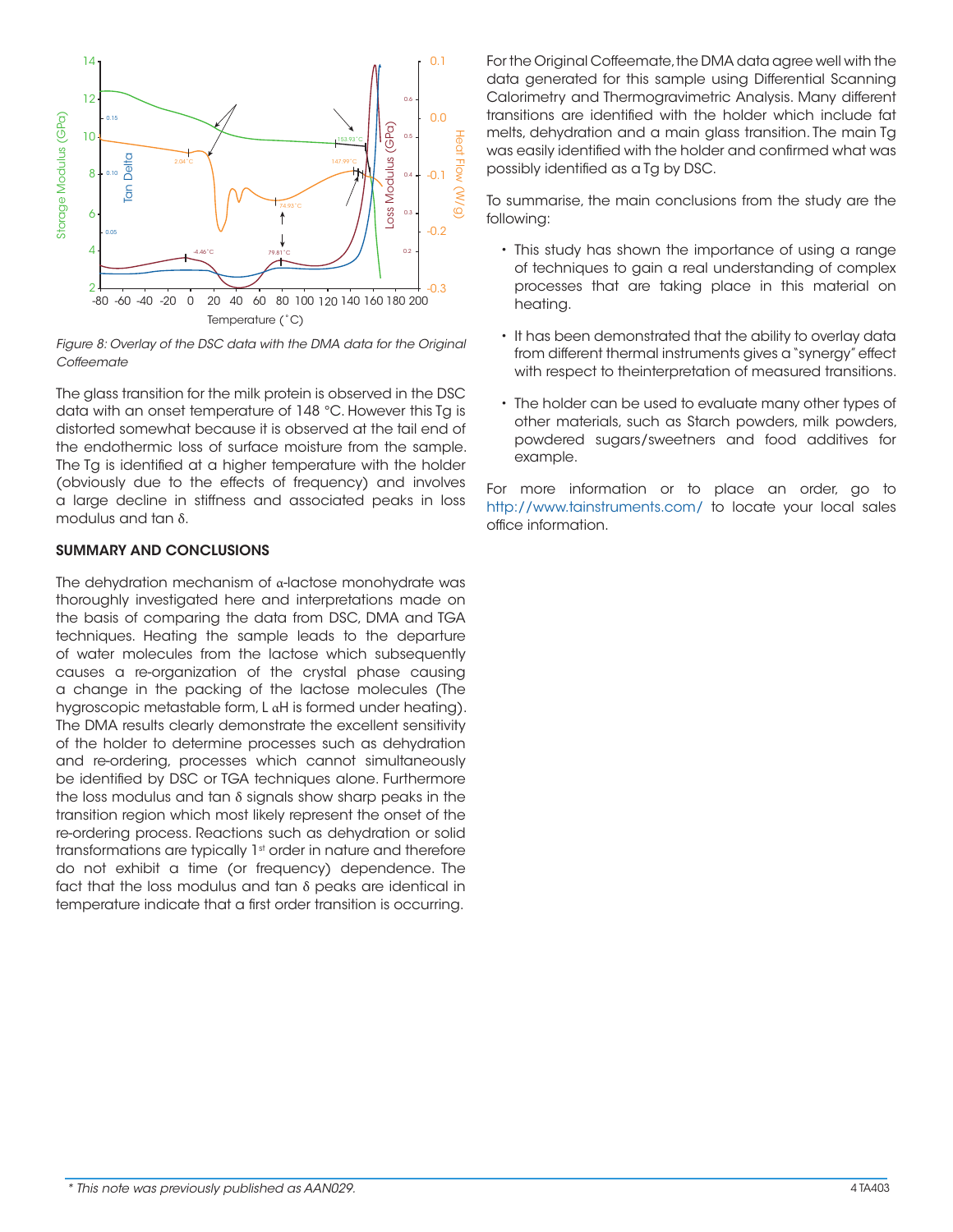Storage Modulus (GPa)
Tan Delta
Loss Modulus (GPa)
Heat Flow (W/g)
14
12
10
8
6
4
2
0.15
0.10
0.05
0.6
0.5
0.4
0.3
0.2
0.1
0.0
-0.1
-0.2
-0.3
2.04°C
-4.46°C
74.93°C
79.81°C
153.93°C
147.99°C
-80 -60 -40 -20 0 20 40 60 80 100 120 140 160 180 200
Temperature (°C)

*Figure 8: Overlay of the DSC data with the DMA data for the Original Coffeemate*

The glass transition for the milk protein is observed in the DSC data with an onset temperature of 148 °C. However this Tg is distorted somewhat because it is observed at the tail end of the endothermic loss of surface moisture from the sample. The Tg is identified at a higher temperature with the holder (obviously due to the effects of frequency) and involves a large decline in stiffness and associated peaks in loss modulus and tan δ.

## SUMMARY AND CONCLUSIONS

The dehydration mechanism of α-lactose monohydrate was thoroughly investigated here and interpretations made on the basis of comparing the data from DSC, DMA and TGA techniques. Heating the sample leads to the departure of water molecules from the lactose which subsequently causes a re-organization of the crystal phase causing a change in the packing of the lactose molecules (The hygroscopic metastable form, L αH is formed under heating). The DMA results clearly demonstrate the excellent sensitivity of the holder to determine processes such as dehydration and re-ordering, processes which cannot simultaneously be identified by DSC or TGA techniques alone. Furthermore the loss modulus and tan δ signals show sharp peaks in the transition region which most likely represent the onset of the re-ordering process. Reactions such as dehydration or solid transformations are typically 1st order in nature and therefore do not exhibit a time (or frequency) dependence. The fact that the loss modulus and tan δ peaks are identical in temperature indicate that a first order transition is occurring.

For the Original Coffeemate, the DMA data agree well with the data generated for this sample using Differential Scanning Calorimetry and Thermogravimetric Analysis. Many different transitions are identified with the holder which include fat melts, dehydration and a main glass transition. The main Tg was easily identified with the holder and confirmed what was possibly identified as a Tg by DSC.

To summarise, the main conclusions from the study are the following:

- This study has shown the importance of using a range of techniques to gain a real understanding of complex processes that are taking place in this material on heating.
- It has been demonstrated that the ability to overlay data from different thermal instruments gives a "synergy" effect with respect to theinterpretation of measured transitions.
- The holder can be used to evaluate many other types of other materials, such as Starch powders, milk powders, powdered sugars/sweetners and food additives for example.

For more information or to place an order, go to http://www.tainstruments.com/ to locate your local sales office information.

*\* This note was previously published as AAN029.*